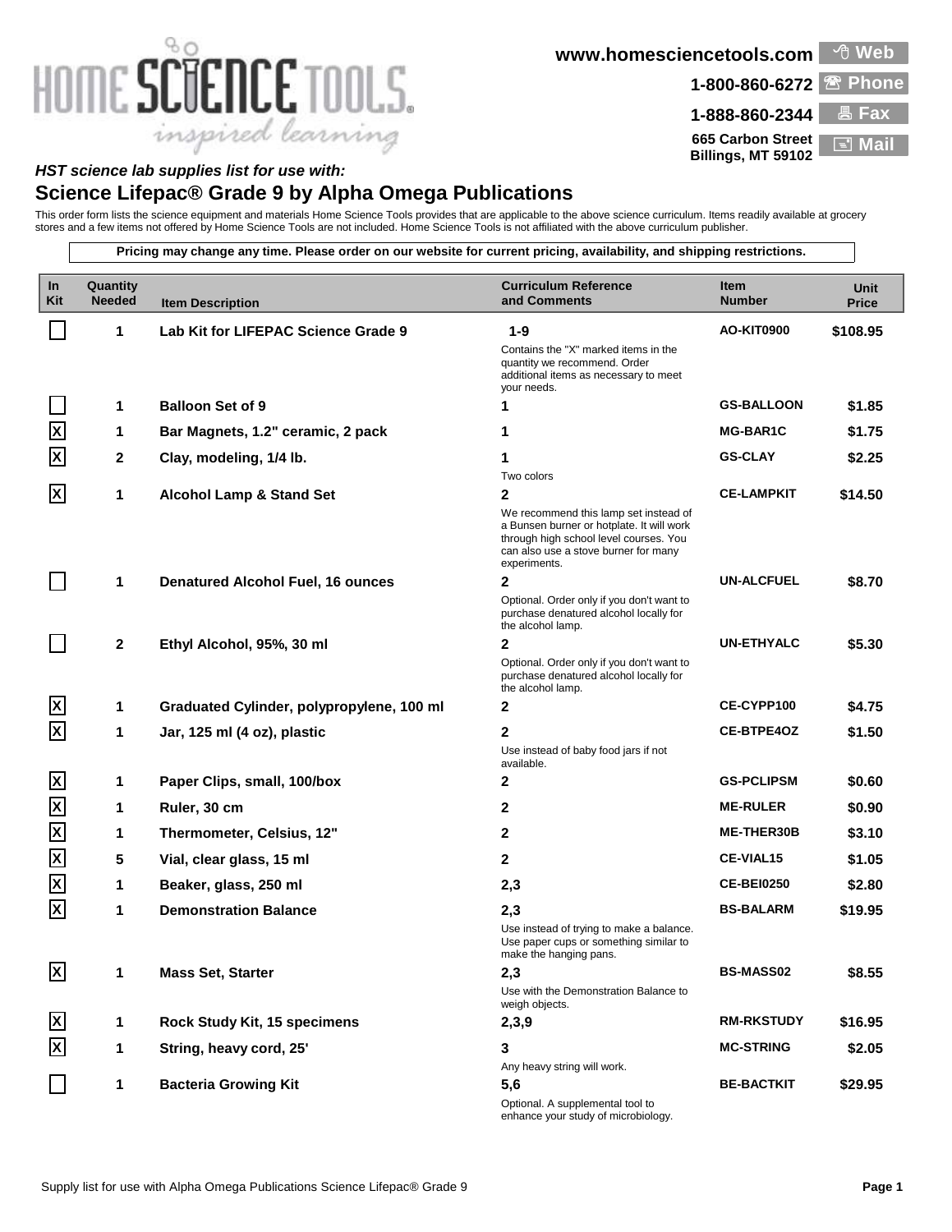HOME SCIENCE TOOLS.
*inspired learning*

www.homesciencetools.com Web
1-800-860-6272 Phone
1-888-860-2344 Fax
665 Carbon Street Billings, MT 59102 Mail

### *HST science lab supplies list for use with:*

## Science Lifepac® Grade 9 by Alpha Omega Publications

This order form lists the science equipment and materials Home Science Tools provides that are applicable to the above science curriculum. Items readily available at grocery stores and a few items not offered by Home Science Tools are not included. Home Science Tools is not affiliated with the above curriculum publisher.

**Pricing may change any time. Please order on our website for current pricing, availability, and shipping restrictions.**

| In Kit | Quantity Needed | Item Description | Curriculum Reference and Comments | Item Number | Unit Price |
|---|---|---|---|---|---|
| | 1 | **Lab Kit for LIFEPAC Science Grade 9** | **1-9** Contains the "X" marked items in the quantity we recommend. Order additional items as necessary to meet your needs. | AO-KIT0900 | $108.95 |
| | 1 | **Balloon Set of 9** | **1** | GS-BALLOON | $1.85 |
| X | 1 | **Bar Magnets, 1.2" ceramic, 2 pack** | **1** | MG-BAR1C | $1.75 |
| X | 2 | **Clay, modeling, 1/4 lb.** | **1** Two colors | GS-CLAY | $2.25 |
| X | 1 | **Alcohol Lamp & Stand Set** | **2** We recommend this lamp set instead of a Bunsen burner or hotplate. It will work through high school level courses. You can also use a stove burner for many experiments. | CE-LAMPKIT | $14.50 |
| | 1 | **Denatured Alcohol Fuel, 16 ounces** | **2** Optional. Order only if you don't want to purchase denatured alcohol locally for the alcohol lamp. | UN-ALCFUEL | $8.70 |
| | 2 | **Ethyl Alcohol, 95%, 30 ml** | **2** Optional. Order only if you don't want to purchase denatured alcohol locally for the alcohol lamp. | UN-ETHYALC | $5.30 |
| X | 1 | **Graduated Cylinder, polypropylene, 100 ml** | **2** | CE-CYPP100 | $4.75 |
| X | 1 | **Jar, 125 ml (4 oz), plastic** | **2** Use instead of baby food jars if not available. | CE-BTPE4OZ | $1.50 |
| X | 1 | **Paper Clips, small, 100/box** | **2** | GS-PCLIPSM | $0.60 |
| X | 1 | **Ruler, 30 cm** | **2** | ME-RULER | $0.90 |
| X | 1 | **Thermometer, Celsius, 12"** | **2** | ME-THER30B | $3.10 |
| X | 5 | **Vial, clear glass, 15 ml** | **2** | CE-VIAL15 | $1.05 |
| X | 1 | **Beaker, glass, 250 ml** | **2,3** | CE-BEI0250 | $2.80 |
| X | 1 | **Demonstration Balance** | **2,3** Use instead of trying to make a balance. Use paper cups or something similar to make the hanging pans. | BS-BALARM | $19.95 |
| X | 1 | **Mass Set, Starter** | **2,3** Use with the Demonstration Balance to weigh objects. | BS-MASS02 | $8.55 |
| X | 1 | **Rock Study Kit, 15 specimens** | **2,3,9** | RM-RKSTUDY | $16.95 |
| X | 1 | **String, heavy cord, 25'** | **3** Any heavy string will work. | MC-STRING | $2.05 |
| | 1 | **Bacteria Growing Kit** | **5,6** Optional. A supplemental tool to enhance your study of microbiology. | BE-BACTKIT | $29.95 |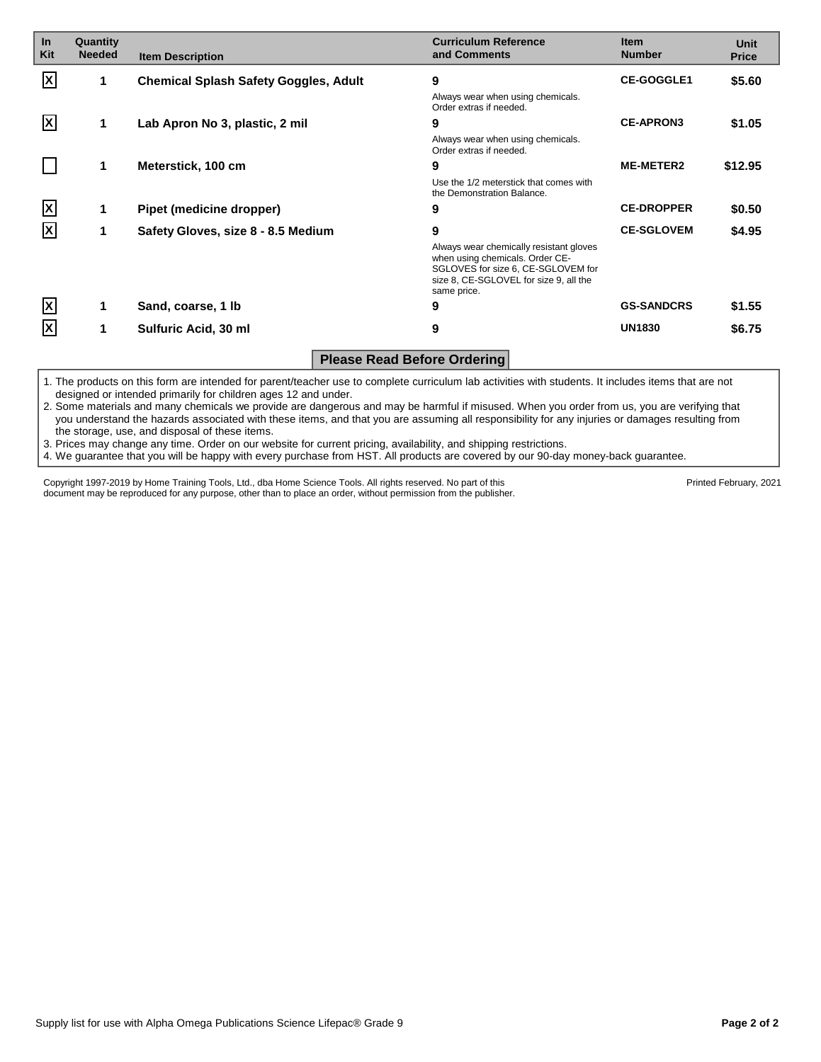| In Kit | Quantity Needed | Item Description | Curriculum Reference and Comments | Item Number | Unit Price |
|---|---|---|---|---|---|
| X | 1 | **Chemical Splash Safety Goggles, Adult** | **9** Always wear when using chemicals. Order extras if needed. | CE-GOGGLE1 | $5.60 |
| X | 1 | **Lab Apron No 3, plastic, 2 mil** | **9** Always wear when using chemicals. Order extras if needed. | CE-APRON3 | $1.05 |
| | 1 | **Meterstick, 100 cm** | **9** Use the 1/2 meterstick that comes with the Demonstration Balance. | ME-METER2 | $12.95 |
| X | 1 | **Pipet (medicine dropper)** | **9** | CE-DROPPER | $0.50 |
| X | 1 | **Safety Gloves, size 8 - 8.5 Medium** | **9** Always wear chemically resistant gloves when using chemicals. Order CE-SGLOVES for size 6, CE-SGLOVEM for size 8, CE-SGLOVEL for size 9, all the same price. | CE-SGLOVEM | $4.95 |
| X | 1 | **Sand, coarse, 1 lb** | **9** | GS-SANDCRS | $1.55 |
| X | 1 | **Sulfuric Acid, 30 ml** | **9** | UN1830 | $6.75 |

## Please Read Before Ordering

1. The products on this form are intended for parent/teacher use to complete curriculum lab activities with students. It includes items that are not designed or intended primarily for children ages 12 and under.
2. Some materials and many chemicals we provide are dangerous and may be harmful if misused. When you order from us, you are verifying that you understand the hazards associated with these items, and that you are assuming all responsibility for any injuries or damages resulting from the storage, use, and disposal of these items.
3. Prices may change any time. Order on our website for current pricing, availability, and shipping restrictions.
4. We guarantee that you will be happy with every purchase from HST. All products are covered by our 90-day money-back guarantee.

Copyright 1997-2019 by Home Training Tools, Ltd., dba Home Science Tools. All rights reserved. No part of this document may be reproduced for any purpose, other than to place an order, without permission from the publisher.

Printed February, 2021

Supply list for use with Alpha Omega Publications Science Lifepac® Grade 9